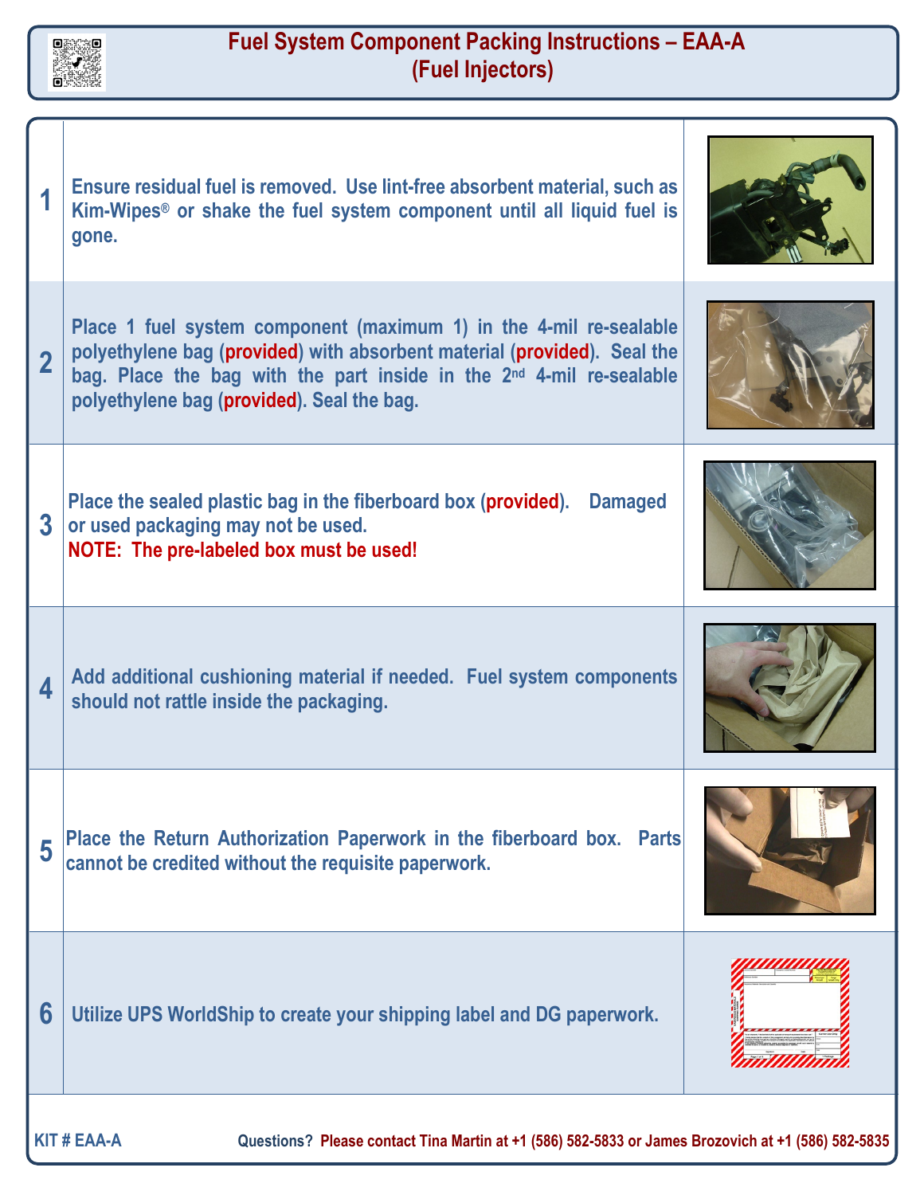# Fuel System Component Packing Instructions – EAA-A
## (Fuel Injectors)

| Step | Instructions |
|---|---|
| 1 | Ensure residual fuel is removed. Use lint-free absorbent material, such as Kim-Wipes® or shake the fuel system component until all liquid fuel is gone. |
| 2 | Place 1 fuel system component (maximum 1) in the 4-mil re-sealable polyethylene bag (**provided**) with absorbent material (**provided**). Seal the bag. Place the bag with the part inside in the 2nd 4-mil re-sealable polyethylene bag (**provided**). Seal the bag. |
| 3 | Place the sealed plastic bag in the fiberboard box (**provided**). Damaged or used packaging may not be used. **NOTE: The pre-labeled box must be used!** |
| 4 | Add additional cushioning material if needed. Fuel system components should not rattle inside the packaging. |
| 5 | Place the Return Authorization Paperwork in the fiberboard box. Parts cannot be credited without the requisite paperwork. |
| 6 | Utilize UPS WorldShip to create your shipping label and DG paperwork. |

**KIT # EAA-A**

**Questions? Please contact Tina Martin at +1 (586) 582-5833 or James Brozovich at +1 (586) 582-5835**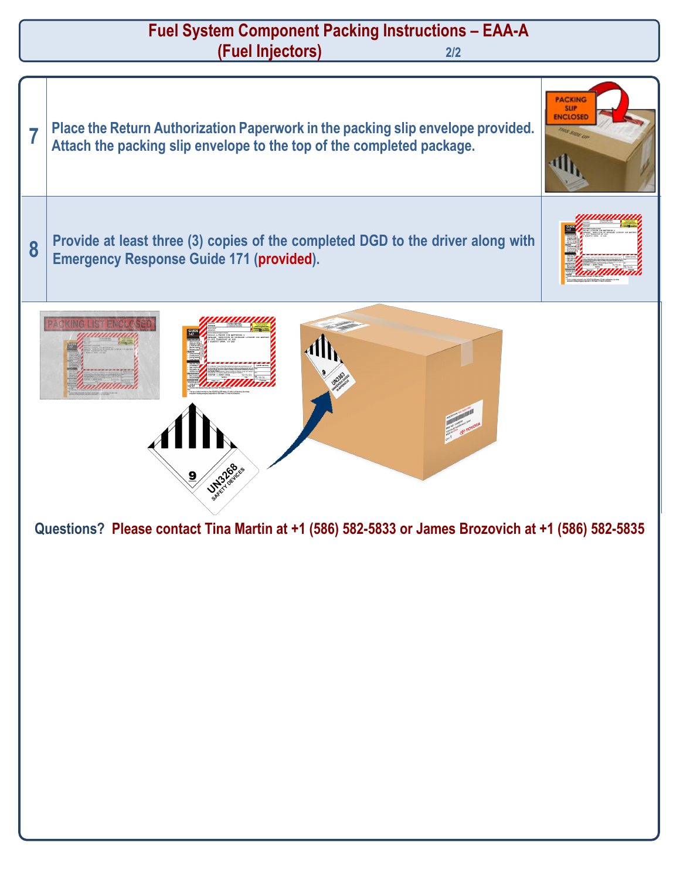# Fuel System Component Packing Instructions – EAA-A (Fuel Injectors)

| | |
|---|---|
| 7 | Place the Return Authorization Paperwork in the packing slip envelope provided. Attach the packing slip envelope to the top of the completed package. |
| 8 | Provide at least three (3) copies of the completed DGD to the driver along with Emergency Response Guide 171 (provided). |

**Questions?** Please contact Tina Martin at +1 (586) 582-5833 or James Brozovich at +1 (586) 582-5835